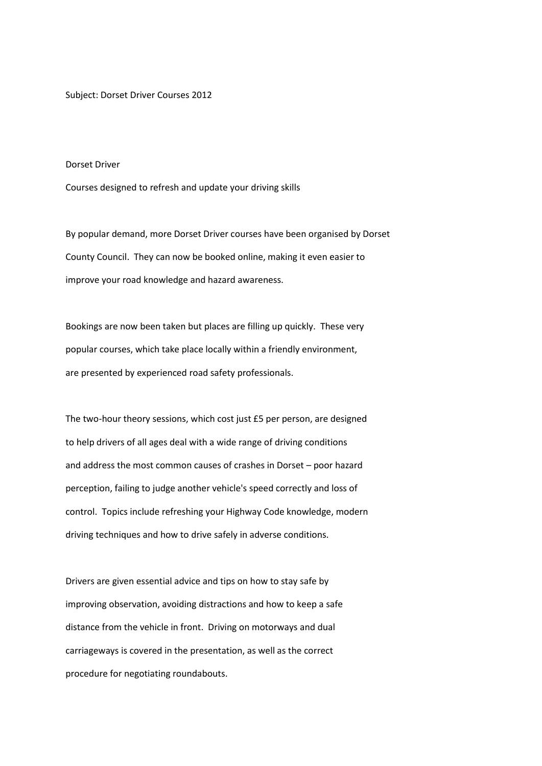Subject: Dorset Driver Courses 2012

Dorset Driver

Courses designed to refresh and update your driving skills

By popular demand, more Dorset Driver courses have been organised by Dorset County Council. They can now be booked online, making it even easier to improve your road knowledge and hazard awareness.

Bookings are now been taken but places are filling up quickly. These very popular courses, which take place locally within a friendly environment, are presented by experienced road safety professionals.

The two-hour theory sessions, which cost just £5 per person, are designed to help drivers of all ages deal with a wide range of driving conditions and address the most common causes of crashes in Dorset – poor hazard perception, failing to judge another vehicle's speed correctly and loss of control. Topics include refreshing your Highway Code knowledge, modern driving techniques and how to drive safely in adverse conditions.

Drivers are given essential advice and tips on how to stay safe by improving observation, avoiding distractions and how to keep a safe distance from the vehicle in front. Driving on motorways and dual carriageways is covered in the presentation, as well as the correct procedure for negotiating roundabouts.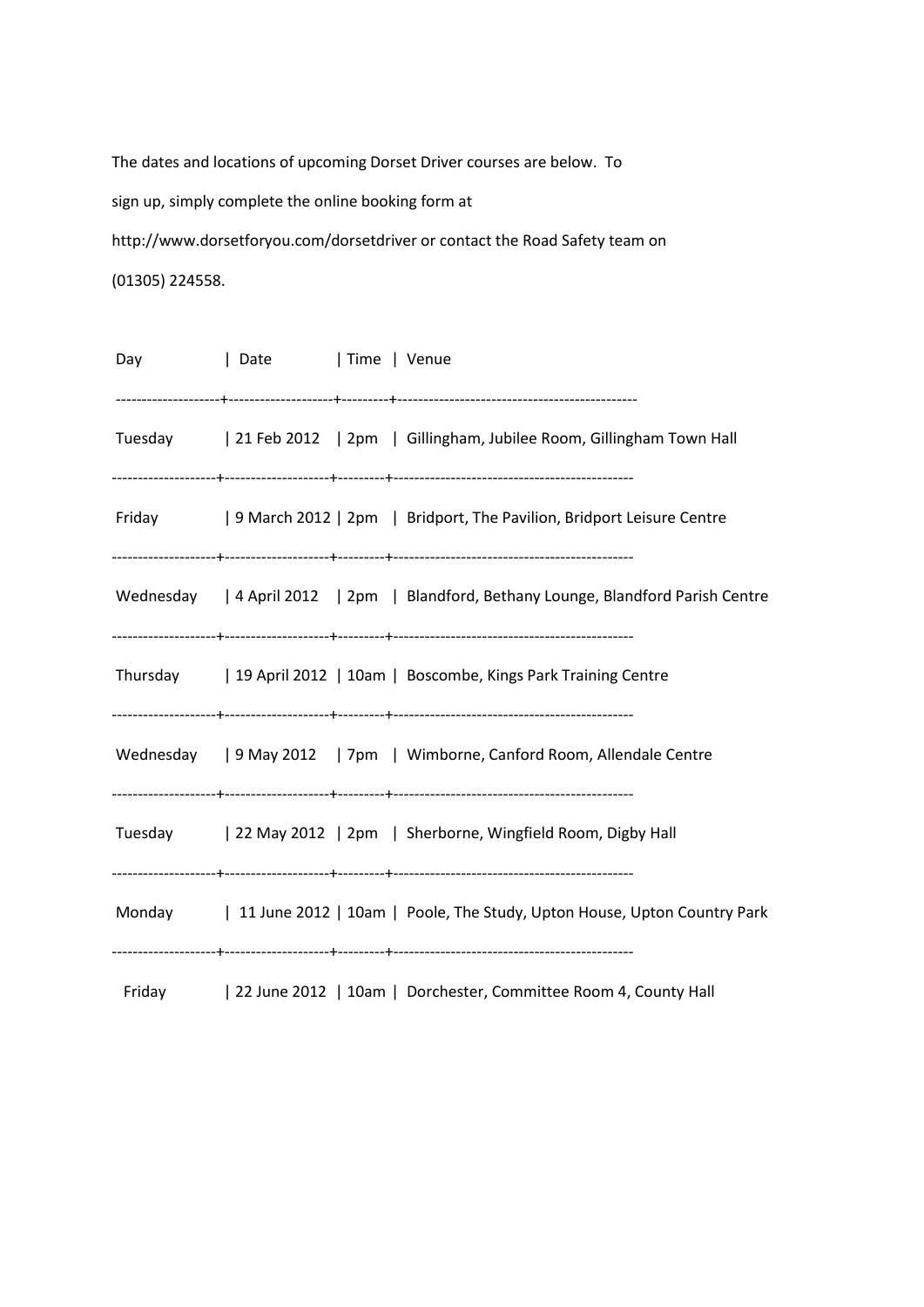The dates and locations of upcoming Dorset Driver courses are below. To sign up, simply complete the online booking form at http://www.dorsetforyou.com/dorsetdriver or contact the Road Safety team on (01305) 224558.

| Day | Date | Time | Venue |
| --- | --- | --- | --- |
| Tuesday | 21 Feb 2012 | 2pm | Gillingham, Jubilee Room, Gillingham Town Hall |
| Friday | 9 March 2012 | 2pm | Bridport, The Pavilion, Bridport Leisure Centre |
| Wednesday | 4 April 2012 | 2pm | Blandford, Bethany Lounge, Blandford Parish Centre |
| Thursday | 19 April 2012 | 10am | Boscombe, Kings Park Training Centre |
| Wednesday | 9 May 2012 | 7pm | Wimborne, Canford Room, Allendale Centre |
| Tuesday | 22 May 2012 | 2pm | Sherborne, Wingfield Room, Digby Hall |
| Monday | 11 June 2012 | 10am | Poole, The Study, Upton House, Upton Country Park |
| Friday | 22 June 2012 | 10am | Dorchester, Committee Room 4, County Hall |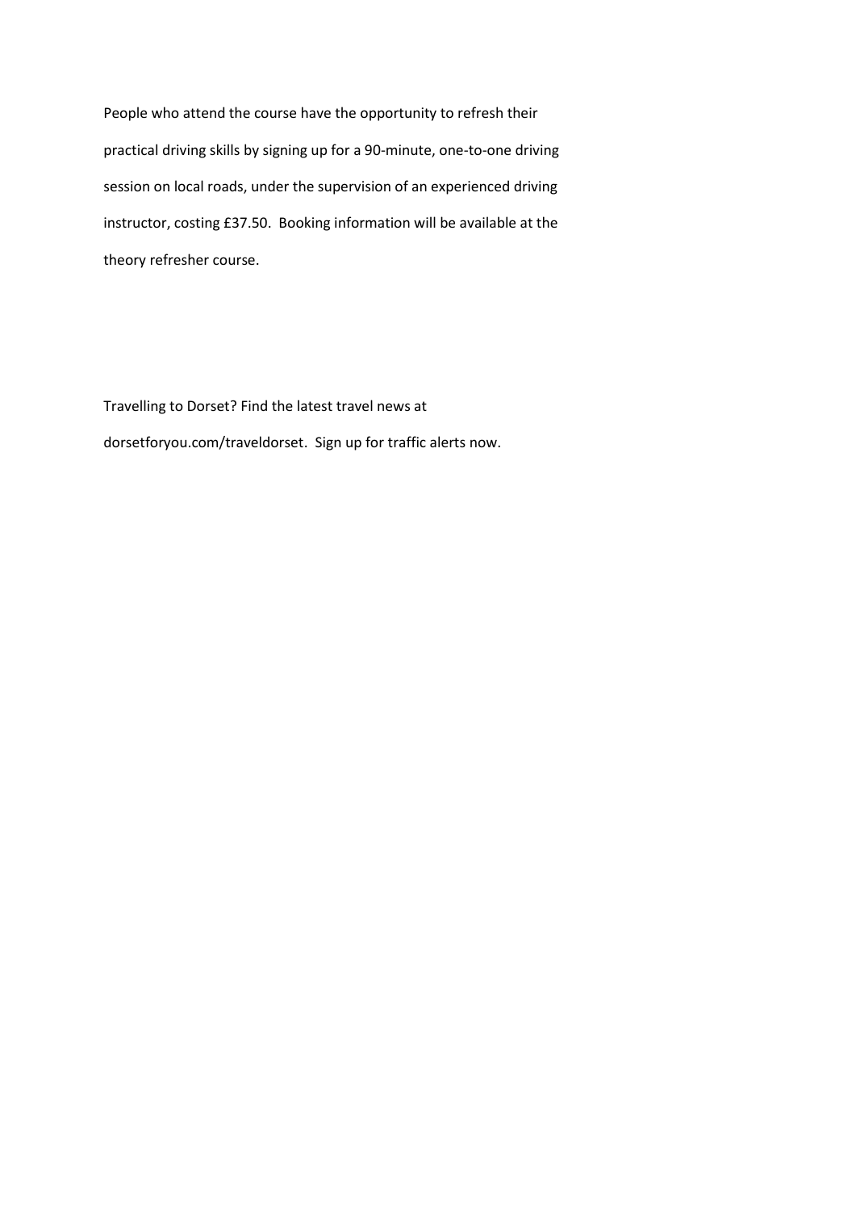People who attend the course have the opportunity to refresh their practical driving skills by signing up for a 90-minute, one-to-one driving session on local roads, under the supervision of an experienced driving instructor, costing £37.50.  Booking information will be available at the theory refresher course.

Travelling to Dorset? Find the latest travel news at dorsetforyou.com/traveldorset.  Sign up for traffic alerts now.